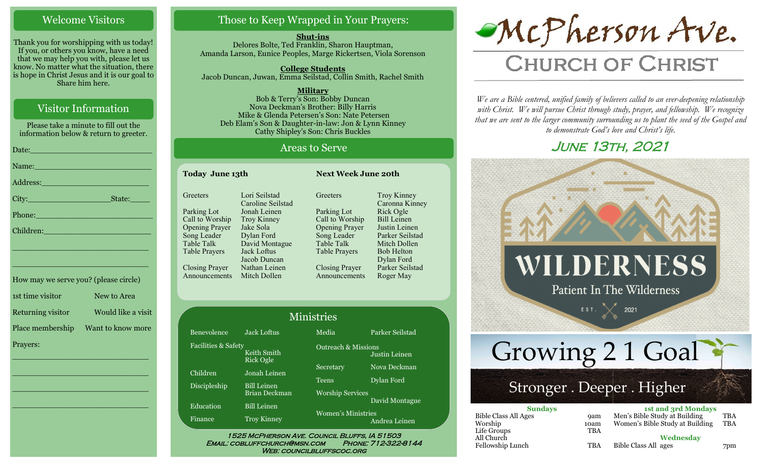## Welcome Visitors

Thank you for worshipping with us today! If you, or others you know, have a need that we may help you with, please let us know. No matter what the situation, there is hope in Christ Jesus and it is our goal to Share him here.

## Visitor Information

Please take a minute to fill out the information below & return to greeter.

Date:_______________________

Name:_______________________

Address:_____________________

City:________________ State:_____

Phone:______________________

Children:____________________

_____________________________

_____________________________

How may we serve you? (please circle)

1st time visitor — New to Area

Returning visitor — Would like a visit

Place membership — Want to know more

Prayers:

_____________________________

_____________________________

_____________________________

_____________________________

## Those to Keep Wrapped in Your Prayers:

**Shut-ins**
Delores Bolte, Ted Franklin, Sharon Hauptman, Amanda Larson, Eunice Peoples, Marge Rickertsen, Viola Sorenson

**College Students**
Jacob Duncan, Juwan, Emma Seilstad, Collin Smith, Rachel Smith

**Military**
Bob & Terry's Son: Bobby Duncan
Nova Deckman's Brother: Billy Harris
Mike & Glenda Petersen's Son: Nate Petersen
Deb Elam's Son & Daughter-in-law: Jon & Lynn Kinney
Cathy Shipley's Son: Chris Buckles

## Areas to Serve

| Today June 13th | | Next Week June 20th | |
|---|---|---|---|
| Greeters | Lori Seilstad, Caroline Seilstad | Greeters | Troy Kinney, Caronna Kinney |
| Parking Lot | Jonah Leinen | Parking Lot | Rick Ogle |
| Call to Worship | Troy Kinney | Call to Worship | Bill Leinen |
| Opening Prayer | Jake Sola | Opening Prayer | Justin Leinen |
| Song Leader | Dylan Ford | Song Leader | Parker Seilstad |
| Table Talk | David Montague | Table Talk | Mitch Dollen |
| Table Prayers | Jack Loftus, Jacob Duncan | Table Prayers | Bob Helton, Dylan Ford |
| Closing Prayer | Nathan Leinen | Closing Prayer | Parker Seilstad |
| Announcements | Mitch Dollen | Announcements | Roger May |

## Ministries

| | | | |
|---|---|---|---|
| Benevolence | Jack Loftus | Media | Parker Seilstad |
| Facilities & Safety | Keith Smith, Rick Ogle | Outreach & Missions | Justin Leinen |
| Children | Jonah Leinen | Secretary | Nova Deckman |
| Discipleship | Bill Leinen, Brian Deckman | Teens | Dylan Ford |
| Education | Bill Leinen | Worship Services | David Montague |
| Finance | Troy Kinney | Women's Ministries | Andrea Leinen |

1525 McPherson Ave. Council Bluffs, IA 51503
Email: cobluffchurch@msn.com Phone: 712-322-8144
Web: councilbluffscoc.org

# McPherson Ave. Church of Christ

*We are a Bible centered, unified family of believers called to an ever-deepening relationship with Christ. We will pursue Christ through study, prayer, and fellowship. We recognize that we are sent to the larger community surrounding us to plant the seed of the Gospel and to demonstrate God's love and Christ's life.*

## June 13th, 2021

WILDERNESS
Patient In The Wilderness
EST. 2021

Growing 2 1 Goal
Stronger . Deeper . Higher

| Sundays | |
|---|---|
| Bible Class All Ages | 9am |
| Worship | 10am |
| Life Groups | TBA |
| All Church Fellowship Lunch | TBA |

| 1st and 3rd Mondays | |
|---|---|
| Men's Bible Study at Building | TBA |
| Women's Bible Study at Building | TBA |

| Wednesday | |
|---|---|
| Bible Class All ages | 7pm |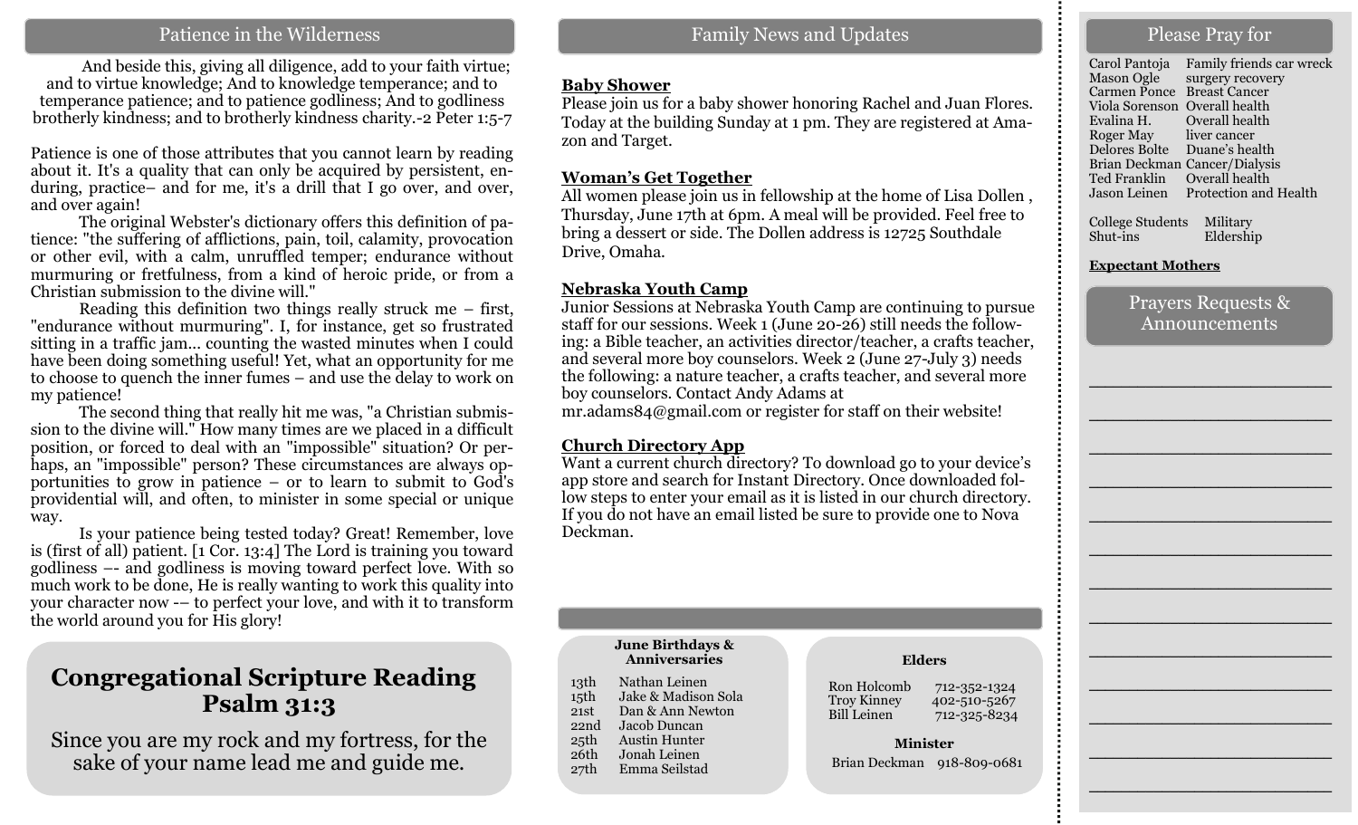## Patience in the Wilderness

And beside this, giving all diligence, add to your faith virtue; and to virtue knowledge; And to knowledge temperance; and to temperance patience; and to patience godliness; And to godliness brotherly kindness; and to brotherly kindness charity.-2 Peter 1:5-7

Patience is one of those attributes that you cannot learn by reading about it. It's a quality that can only be acquired by persistent, enduring, practice– and for me, it's a drill that I go over, and over, and over again!

The original Webster's dictionary offers this definition of patience: "the suffering of afflictions, pain, toil, calamity, provocation or other evil, with a calm, unruffled temper; endurance without murmuring or fretfulness, from a kind of heroic pride, or from a Christian submission to the divine will."

Reading this definition two things really struck me – first, "endurance without murmuring". I, for instance, get so frustrated sitting in a traffic jam... counting the wasted minutes when I could have been doing something useful! Yet, what an opportunity for me to choose to quench the inner fumes – and use the delay to work on my patience!

The second thing that really hit me was, "a Christian submission to the divine will." How many times are we placed in a difficult position, or forced to deal with an "impossible" situation? Or perhaps, an "impossible" person? These circumstances are always opportunities to grow in patience – or to learn to submit to God's providential will, and often, to minister in some special or unique way.

Is your patience being tested today? Great! Remember, love is (first of all) patient. [1 Cor. 13:4] The Lord is training you toward godliness –- and godliness is moving toward perfect love. With so much work to be done, He is really wanting to work this quality into your character now -– to perfect your love, and with it to transform the world around you for His glory!

## Congregational Scripture Reading Psalm 31:3

Since you are my rock and my fortress, for the sake of your name lead me and guide me.

## Family News and Updates

**Baby Shower**
Please join us for a baby shower honoring Rachel and Juan Flores. Today at the building Sunday at 1 pm. They are registered at Amazon and Target.

**Woman's Get Together**
All women please join us in fellowship at the home of Lisa Dollen , Thursday, June 17th at 6pm. A meal will be provided. Feel free to bring a dessert or side. The Dollen address is 12725 Southdale Drive, Omaha.

**Nebraska Youth Camp**
Junior Sessions at Nebraska Youth Camp are continuing to pursue staff for our sessions. Week 1 (June 20-26) still needs the following: a Bible teacher, an activities director/teacher, a crafts teacher, and several more boy counselors. Week 2 (June 27-July 3) needs the following: a nature teacher, a crafts teacher, and several more boy counselors. Contact Andy Adams at mr.adams84@gmail.com or register for staff on their website!

**Church Directory App**
Want a current church directory? To download go to your device's app store and search for Instant Directory. Once downloaded follow steps to enter your email as it is listed in our church directory. If you do not have an email listed be sure to provide one to Nova Deckman.

### June Birthdays & Anniversaries

| | |
|---|---|
| 13th | Nathan Leinen |
| 15th | Jake & Madison Sola |
| 21st | Dan & Ann Newton |
| 22nd | Jacob Duncan |
| 25th | Austin Hunter |
| 26th | Jonah Leinen |
| 27th | Emma Seilstad |

### Elders

| | |
|---|---|
| Ron Holcomb | 712-352-1324 |
| Troy Kinney | 402-510-5267 |
| Bill Leinen | 712-325-8234 |

### Minister

Brian Deckman 918-809-0681

## Please Pray for

| | |
|---|---|
| Carol Pantoja | Family friends car wreck |
| Mason Ogle | surgery recovery |
| Carmen Ponce | Breast Cancer |
| Viola Sorenson | Overall health |
| Evalina H. | Overall health |
| Roger May | liver cancer |
| Delores Bolte | Duane's health |
| Brian Deckman | Cancer/Dialysis |
| Ted Franklin | Overall health |
| Jason Leinen | Protection and Health |

College Students Military
Shut-ins Eldership

**Expectant Mothers**

## Prayers Requests & Announcements

_______________________

_______________________

_______________________

_______________________

_______________________

_______________________

_______________________

_______________________

_______________________

_______________________

_______________________

_______________________

_______________________